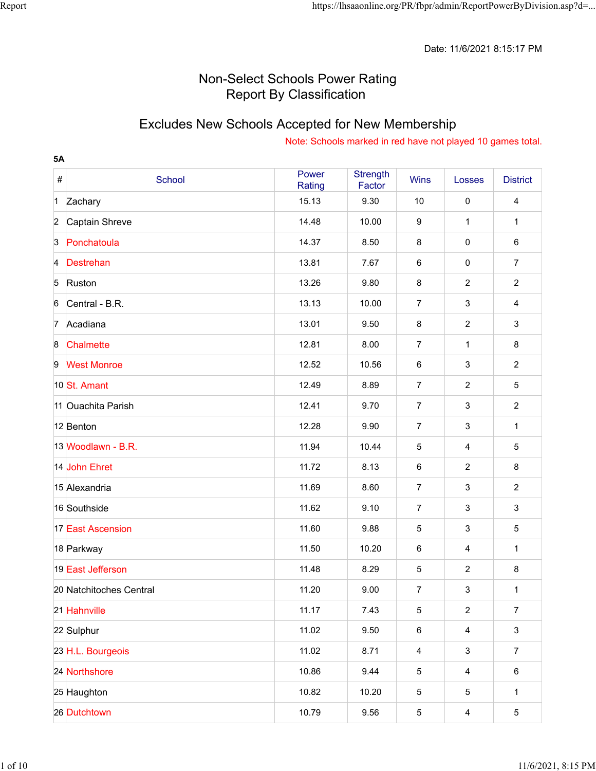Date: 11/6/2021 8:15:17 PM

# Non-Select Schools Power Rating Report By Classification

## Excludes New Schools Accepted for New Membership

Note: Schools marked in red have not played 10 games total.

### 5A

| # | School | Power Rating | Strength Factor | Wins | Losses | District |
|---|---|---|---|---|---|---|
| 1 | Zachary | 15.13 | 9.30 | 10 | 0 | 4 |
| 2 | Captain Shreve | 14.48 | 10.00 | 9 | 1 | 1 |
| 3 | Ponchatoula | 14.37 | 8.50 | 8 | 0 | 6 |
| 4 | Destrehan | 13.81 | 7.67 | 6 | 0 | 7 |
| 5 | Ruston | 13.26 | 9.80 | 8 | 2 | 2 |
| 6 | Central - B.R. | 13.13 | 10.00 | 7 | 3 | 4 |
| 7 | Acadiana | 13.01 | 9.50 | 8 | 2 | 3 |
| 8 | Chalmette | 12.81 | 8.00 | 7 | 1 | 8 |
| 9 | West Monroe | 12.52 | 10.56 | 6 | 3 | 2 |
| 10 | St. Amant | 12.49 | 8.89 | 7 | 2 | 5 |
| 11 | Ouachita Parish | 12.41 | 9.70 | 7 | 3 | 2 |
| 12 | Benton | 12.28 | 9.90 | 7 | 3 | 1 |
| 13 | Woodlawn - B.R. | 11.94 | 10.44 | 5 | 4 | 5 |
| 14 | John Ehret | 11.72 | 8.13 | 6 | 2 | 8 |
| 15 | Alexandria | 11.69 | 8.60 | 7 | 3 | 2 |
| 16 | Southside | 11.62 | 9.10 | 7 | 3 | 3 |
| 17 | East Ascension | 11.60 | 9.88 | 5 | 3 | 5 |
| 18 | Parkway | 11.50 | 10.20 | 6 | 4 | 1 |
| 19 | East Jefferson | 11.48 | 8.29 | 5 | 2 | 8 |
| 20 | Natchitoches Central | 11.20 | 9.00 | 7 | 3 | 1 |
| 21 | Hahnville | 11.17 | 7.43 | 5 | 2 | 7 |
| 22 | Sulphur | 11.02 | 9.50 | 6 | 4 | 3 |
| 23 | H.L. Bourgeois | 11.02 | 8.71 | 4 | 3 | 7 |
| 24 | Northshore | 10.86 | 9.44 | 5 | 4 | 6 |
| 25 | Haughton | 10.82 | 10.20 | 5 | 5 | 1 |
| 26 | Dutchtown | 10.79 | 9.56 | 5 | 4 | 5 |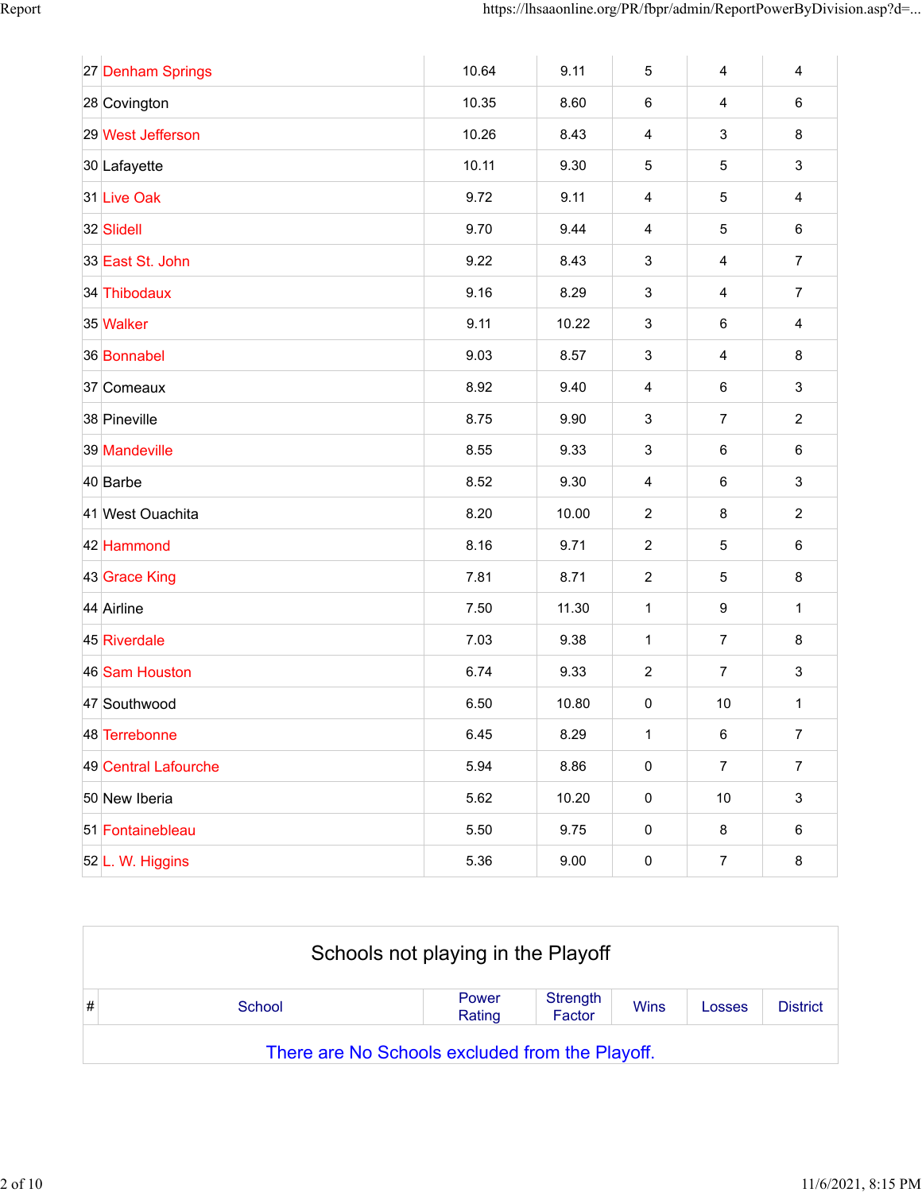| # | School | Power Rating | Strength Factor | Wins | Losses | District |
|---|---|---|---|---|---|---|
| 27 | Denham Springs | 10.64 | 9.11 | 5 | 4 | 4 |
| 28 | Covington | 10.35 | 8.60 | 6 | 4 | 6 |
| 29 | West Jefferson | 10.26 | 8.43 | 4 | 3 | 8 |
| 30 | Lafayette | 10.11 | 9.30 | 5 | 5 | 3 |
| 31 | Live Oak | 9.72 | 9.11 | 4 | 5 | 4 |
| 32 | Slidell | 9.70 | 9.44 | 4 | 5 | 6 |
| 33 | East St. John | 9.22 | 8.43 | 3 | 4 | 7 |
| 34 | Thibodaux | 9.16 | 8.29 | 3 | 4 | 7 |
| 35 | Walker | 9.11 | 10.22 | 3 | 6 | 4 |
| 36 | Bonnabel | 9.03 | 8.57 | 3 | 4 | 8 |
| 37 | Comeaux | 8.92 | 9.40 | 4 | 6 | 3 |
| 38 | Pineville | 8.75 | 9.90 | 3 | 7 | 2 |
| 39 | Mandeville | 8.55 | 9.33 | 3 | 6 | 6 |
| 40 | Barbe | 8.52 | 9.30 | 4 | 6 | 3 |
| 41 | West Ouachita | 8.20 | 10.00 | 2 | 8 | 2 |
| 42 | Hammond | 8.16 | 9.71 | 2 | 5 | 6 |
| 43 | Grace King | 7.81 | 8.71 | 2 | 5 | 8 |
| 44 | Airline | 7.50 | 11.30 | 1 | 9 | 1 |
| 45 | Riverdale | 7.03 | 9.38 | 1 | 7 | 8 |
| 46 | Sam Houston | 6.74 | 9.33 | 2 | 7 | 3 |
| 47 | Southwood | 6.50 | 10.80 | 0 | 10 | 1 |
| 48 | Terrebonne | 6.45 | 8.29 | 1 | 6 | 7 |
| 49 | Central Lafourche | 5.94 | 8.86 | 0 | 7 | 7 |
| 50 | New Iberia | 5.62 | 10.20 | 0 | 10 | 3 |
| 51 | Fontainebleau | 5.50 | 9.75 | 0 | 8 | 6 |
| 52 | L. W. Higgins | 5.36 | 9.00 | 0 | 7 | 8 |

## Schools not playing in the Playoff

| # | School | Power Rating | Strength Factor | Wins | Losses | District |
|---|---|---|---|---|---|---|

There are No Schools excluded from the Playoff.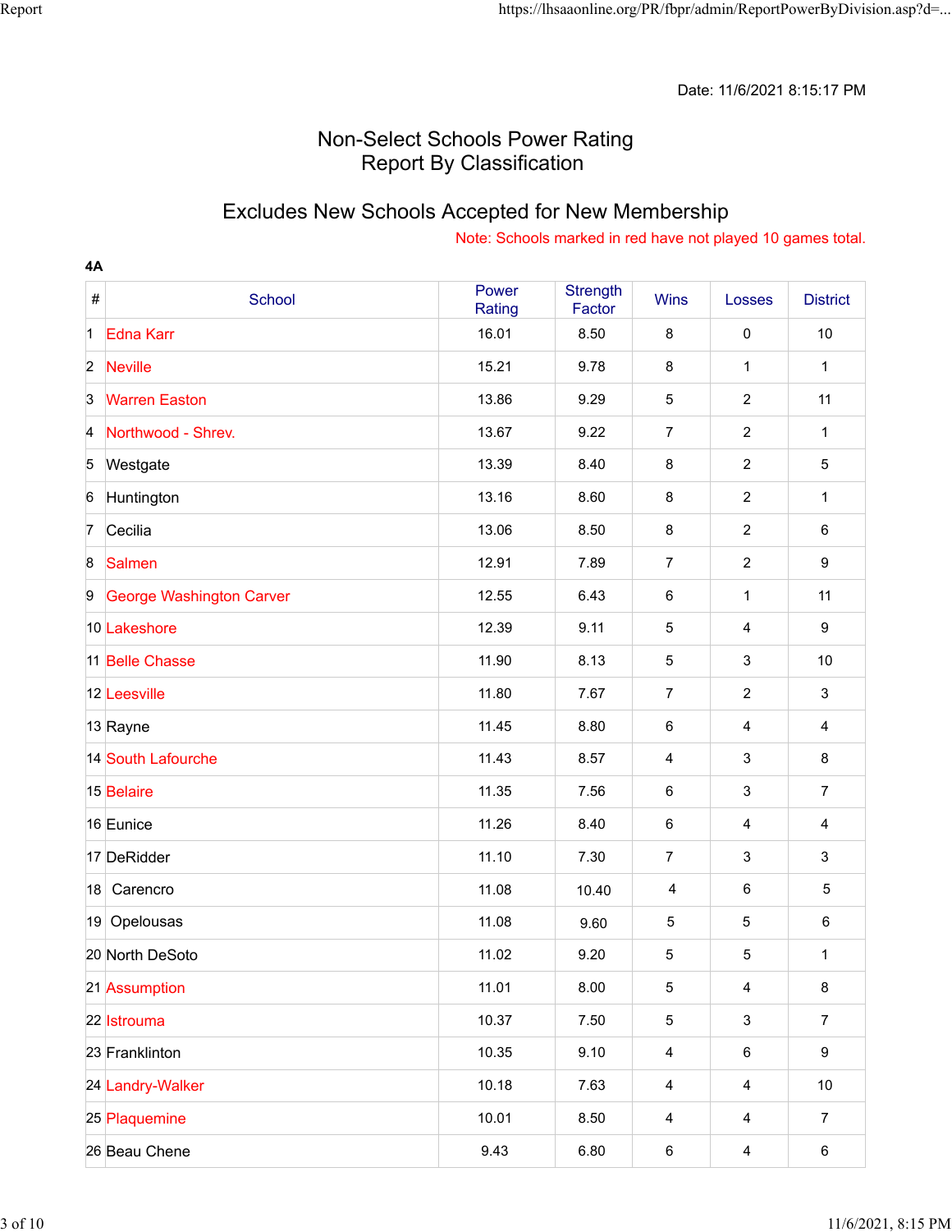Date: 11/6/2021 8:15:17 PM

# Non-Select Schools Power Rating
# Report By Classification

## Excludes New Schools Accepted for New Membership

Note: Schools marked in red have not played 10 games total.

**4A**

| # | School | Power Rating | Strength Factor | Wins | Losses | District |
|---|---|---|---|---|---|---|
| 1 | Edna Karr | 16.01 | 8.50 | 8 | 0 | 10 |
| 2 | Neville | 15.21 | 9.78 | 8 | 1 | 1 |
| 3 | Warren Easton | 13.86 | 9.29 | 5 | 2 | 11 |
| 4 | Northwood - Shrev. | 13.67 | 9.22 | 7 | 2 | 1 |
| 5 | Westgate | 13.39 | 8.40 | 8 | 2 | 5 |
| 6 | Huntington | 13.16 | 8.60 | 8 | 2 | 1 |
| 7 | Cecilia | 13.06 | 8.50 | 8 | 2 | 6 |
| 8 | Salmen | 12.91 | 7.89 | 7 | 2 | 9 |
| 9 | George Washington Carver | 12.55 | 6.43 | 6 | 1 | 11 |
| 10 | Lakeshore | 12.39 | 9.11 | 5 | 4 | 9 |
| 11 | Belle Chasse | 11.90 | 8.13 | 5 | 3 | 10 |
| 12 | Leesville | 11.80 | 7.67 | 7 | 2 | 3 |
| 13 | Rayne | 11.45 | 8.80 | 6 | 4 | 4 |
| 14 | South Lafourche | 11.43 | 8.57 | 4 | 3 | 8 |
| 15 | Belaire | 11.35 | 7.56 | 6 | 3 | 7 |
| 16 | Eunice | 11.26 | 8.40 | 6 | 4 | 4 |
| 17 | DeRidder | 11.10 | 7.30 | 7 | 3 | 3 |
| 18 | Carencro | 11.08 | 10.40 | 4 | 6 | 5 |
| 19 | Opelousas | 11.08 | 9.60 | 5 | 5 | 6 |
| 20 | North DeSoto | 11.02 | 9.20 | 5 | 5 | 1 |
| 21 | Assumption | 11.01 | 8.00 | 5 | 4 | 8 |
| 22 | Istrouma | 10.37 | 7.50 | 5 | 3 | 7 |
| 23 | Franklinton | 10.35 | 9.10 | 4 | 6 | 9 |
| 24 | Landry-Walker | 10.18 | 7.63 | 4 | 4 | 10 |
| 25 | Plaquemine | 10.01 | 8.50 | 4 | 4 | 7 |
| 26 | Beau Chene | 9.43 | 6.80 | 6 | 4 | 6 |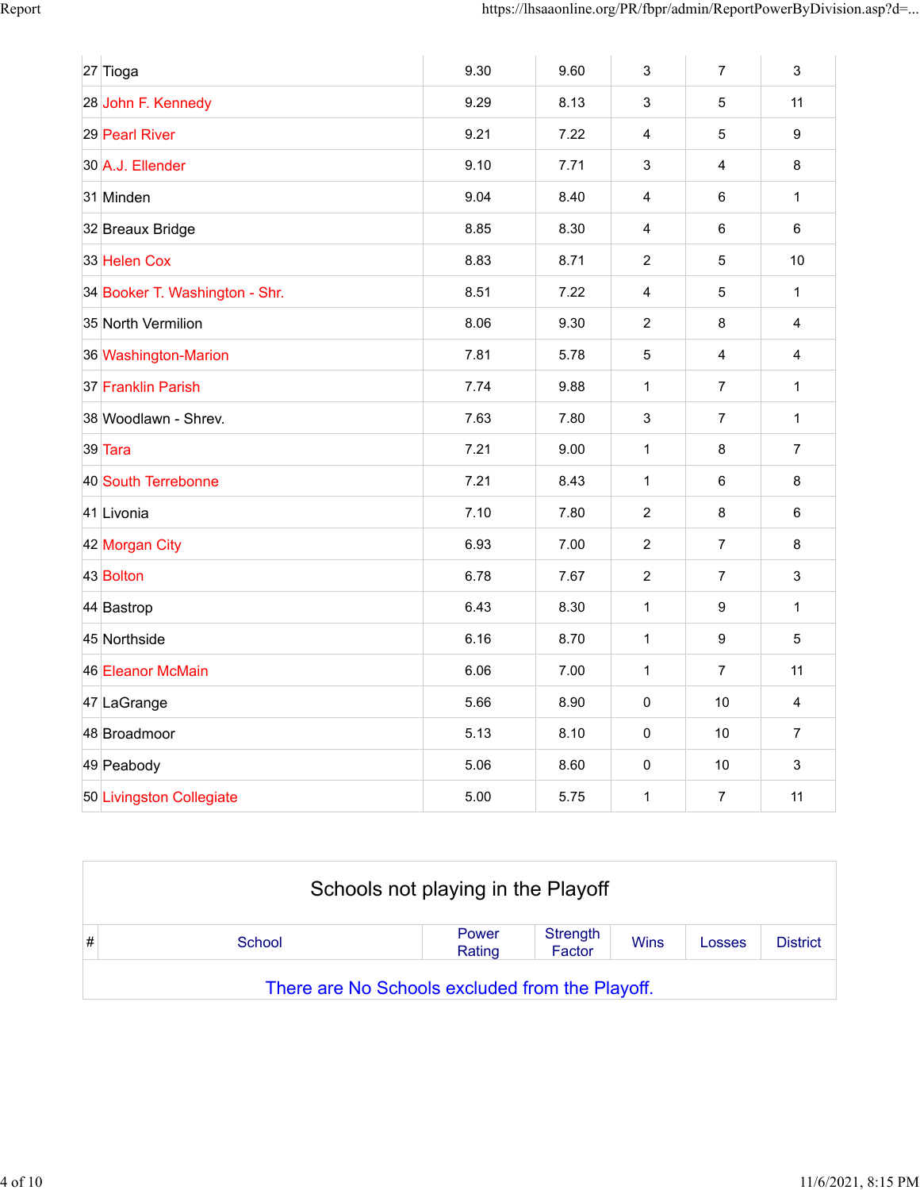| # | School | Power Rating | Strength Factor | Wins | Losses | District |
|---|---|---|---|---|---|---|
| 27 | Tioga | 9.30 | 9.60 | 3 | 7 | 3 |
| 28 | John F. Kennedy | 9.29 | 8.13 | 3 | 5 | 11 |
| 29 | Pearl River | 9.21 | 7.22 | 4 | 5 | 9 |
| 30 | A.J. Ellender | 9.10 | 7.71 | 3 | 4 | 8 |
| 31 | Minden | 9.04 | 8.40 | 4 | 6 | 1 |
| 32 | Breaux Bridge | 8.85 | 8.30 | 4 | 6 | 6 |
| 33 | Helen Cox | 8.83 | 8.71 | 2 | 5 | 10 |
| 34 | Booker T. Washington - Shr. | 8.51 | 7.22 | 4 | 5 | 1 |
| 35 | North Vermilion | 8.06 | 9.30 | 2 | 8 | 4 |
| 36 | Washington-Marion | 7.81 | 5.78 | 5 | 4 | 4 |
| 37 | Franklin Parish | 7.74 | 9.88 | 1 | 7 | 1 |
| 38 | Woodlawn - Shrev. | 7.63 | 7.80 | 3 | 7 | 1 |
| 39 | Tara | 7.21 | 9.00 | 1 | 8 | 7 |
| 40 | South Terrebonne | 7.21 | 8.43 | 1 | 6 | 8 |
| 41 | Livonia | 7.10 | 7.80 | 2 | 8 | 6 |
| 42 | Morgan City | 6.93 | 7.00 | 2 | 7 | 8 |
| 43 | Bolton | 6.78 | 7.67 | 2 | 7 | 3 |
| 44 | Bastrop | 6.43 | 8.30 | 1 | 9 | 1 |
| 45 | Northside | 6.16 | 8.70 | 1 | 9 | 5 |
| 46 | Eleanor McMain | 6.06 | 7.00 | 1 | 7 | 11 |
| 47 | LaGrange | 5.66 | 8.90 | 0 | 10 | 4 |
| 48 | Broadmoor | 5.13 | 8.10 | 0 | 10 | 7 |
| 49 | Peabody | 5.06 | 8.60 | 0 | 10 | 3 |
| 50 | Livingston Collegiate | 5.00 | 5.75 | 1 | 7 | 11 |

## Schools not playing in the Playoff

| # | School | Power Rating | Strength Factor | Wins | Losses | District |
|---|---|---|---|---|---|---|

There are No Schools excluded from the Playoff.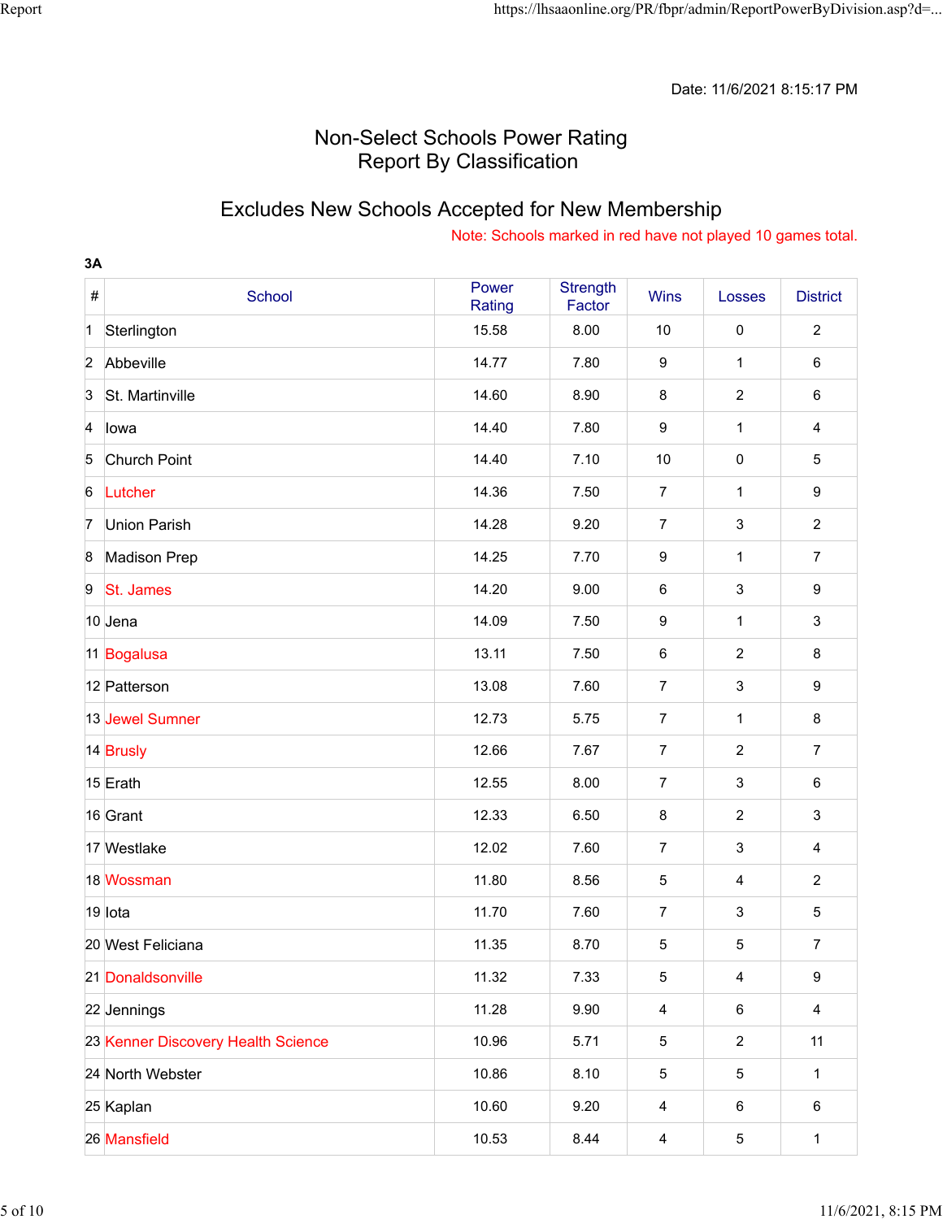Date: 11/6/2021 8:15:17 PM

# Non-Select Schools Power Rating
# Report By Classification

## Excludes New Schools Accepted for New Membership

Note: Schools marked in red have not played 10 games total.

**3A**

| # | School | Power Rating | Strength Factor | Wins | Losses | District |
|---|---|---|---|---|---|---|
| 1 | Sterlington | 15.58 | 8.00 | 10 | 0 | 2 |
| 2 | Abbeville | 14.77 | 7.80 | 9 | 1 | 6 |
| 3 | St. Martinville | 14.60 | 8.90 | 8 | 2 | 6 |
| 4 | Iowa | 14.40 | 7.80 | 9 | 1 | 4 |
| 5 | Church Point | 14.40 | 7.10 | 10 | 0 | 5 |
| 6 | Lutcher | 14.36 | 7.50 | 7 | 1 | 9 |
| 7 | Union Parish | 14.28 | 9.20 | 7 | 3 | 2 |
| 8 | Madison Prep | 14.25 | 7.70 | 9 | 1 | 7 |
| 9 | St. James | 14.20 | 9.00 | 6 | 3 | 9 |
| 10 | Jena | 14.09 | 7.50 | 9 | 1 | 3 |
| 11 | Bogalusa | 13.11 | 7.50 | 6 | 2 | 8 |
| 12 | Patterson | 13.08 | 7.60 | 7 | 3 | 9 |
| 13 | Jewel Sumner | 12.73 | 5.75 | 7 | 1 | 8 |
| 14 | Brusly | 12.66 | 7.67 | 7 | 2 | 7 |
| 15 | Erath | 12.55 | 8.00 | 7 | 3 | 6 |
| 16 | Grant | 12.33 | 6.50 | 8 | 2 | 3 |
| 17 | Westlake | 12.02 | 7.60 | 7 | 3 | 4 |
| 18 | Wossman | 11.80 | 8.56 | 5 | 4 | 2 |
| 19 | Iota | 11.70 | 7.60 | 7 | 3 | 5 |
| 20 | West Feliciana | 11.35 | 8.70 | 5 | 5 | 7 |
| 21 | Donaldsonville | 11.32 | 7.33 | 5 | 4 | 9 |
| 22 | Jennings | 11.28 | 9.90 | 4 | 6 | 4 |
| 23 | Kenner Discovery Health Science | 10.96 | 5.71 | 5 | 2 | 11 |
| 24 | North Webster | 10.86 | 8.10 | 5 | 5 | 1 |
| 25 | Kaplan | 10.60 | 9.20 | 4 | 6 | 6 |
| 26 | Mansfield | 10.53 | 8.44 | 4 | 5 | 1 |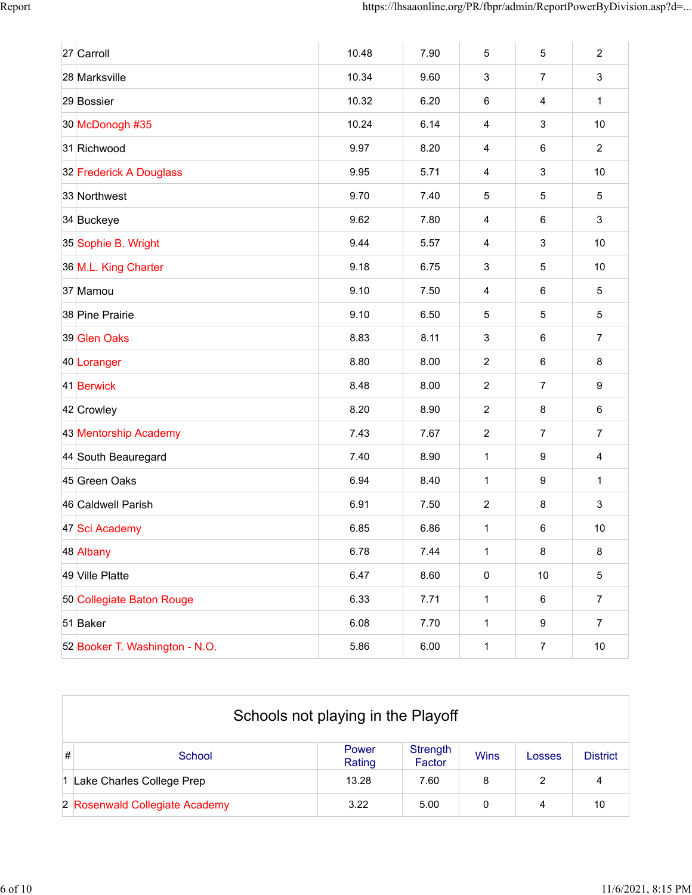| # | School | Power Rating | Strength Factor | Wins | Losses | District |
|---|---|---|---|---|---|---|
| 27 | Carroll | 10.48 | 7.90 | 5 | 5 | 2 |
| 28 | Marksville | 10.34 | 9.60 | 3 | 7 | 3 |
| 29 | Bossier | 10.32 | 6.20 | 6 | 4 | 1 |
| 30 | McDonogh #35 | 10.24 | 6.14 | 4 | 3 | 10 |
| 31 | Richwood | 9.97 | 8.20 | 4 | 6 | 2 |
| 32 | Frederick A Douglass | 9.95 | 5.71 | 4 | 3 | 10 |
| 33 | Northwest | 9.70 | 7.40 | 5 | 5 | 5 |
| 34 | Buckeye | 9.62 | 7.80 | 4 | 6 | 3 |
| 35 | Sophie B. Wright | 9.44 | 5.57 | 4 | 3 | 10 |
| 36 | M.L. King Charter | 9.18 | 6.75 | 3 | 5 | 10 |
| 37 | Mamou | 9.10 | 7.50 | 4 | 6 | 5 |
| 38 | Pine Prairie | 9.10 | 6.50 | 5 | 5 | 5 |
| 39 | Glen Oaks | 8.83 | 8.11 | 3 | 6 | 7 |
| 40 | Loranger | 8.80 | 8.00 | 2 | 6 | 8 |
| 41 | Berwick | 8.48 | 8.00 | 2 | 7 | 9 |
| 42 | Crowley | 8.20 | 8.90 | 2 | 8 | 6 |
| 43 | Mentorship Academy | 7.43 | 7.67 | 2 | 7 | 7 |
| 44 | South Beauregard | 7.40 | 8.90 | 1 | 9 | 4 |
| 45 | Green Oaks | 6.94 | 8.40 | 1 | 9 | 1 |
| 46 | Caldwell Parish | 6.91 | 7.50 | 2 | 8 | 3 |
| 47 | Sci Academy | 6.85 | 6.86 | 1 | 6 | 10 |
| 48 | Albany | 6.78 | 7.44 | 1 | 8 | 8 |
| 49 | Ville Platte | 6.47 | 8.60 | 0 | 10 | 5 |
| 50 | Collegiate Baton Rouge | 6.33 | 7.71 | 1 | 6 | 7 |
| 51 | Baker | 6.08 | 7.70 | 1 | 9 | 7 |
| 52 | Booker T. Washington - N.O. | 5.86 | 6.00 | 1 | 7 | 10 |

## Schools not playing in the Playoff

| # | School | Power Rating | Strength Factor | Wins | Losses | District |
|---|---|---|---|---|---|---|
| 1 | Lake Charles College Prep | 13.28 | 7.60 | 8 | 2 | 4 |
| 2 | Rosenwald Collegiate Academy | 3.22 | 5.00 | 0 | 4 | 10 |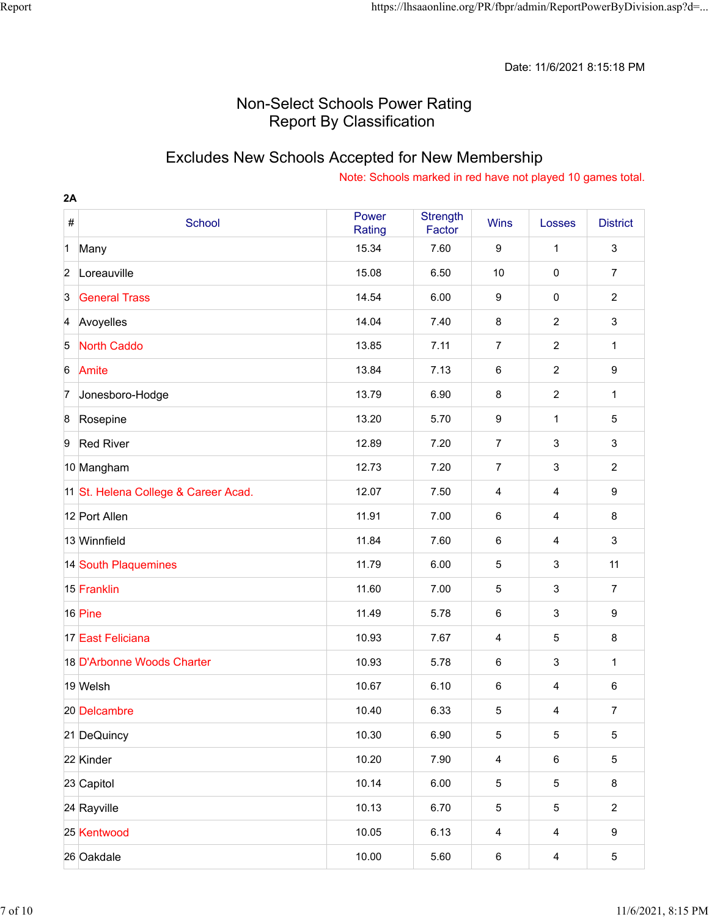Date: 11/6/2021 8:15:18 PM

# Non-Select Schools Power Rating
# Report By Classification

## Excludes New Schools Accepted for New Membership

Note: Schools marked in red have not played 10 games total.

**2A**

| # | School | Power Rating | Strength Factor | Wins | Losses | District |
|---|---|---|---|---|---|---|
| 1 | Many | 15.34 | 7.60 | 9 | 1 | 3 |
| 2 | Loreauville | 15.08 | 6.50 | 10 | 0 | 7 |
| 3 | General Trass | 14.54 | 6.00 | 9 | 0 | 2 |
| 4 | Avoyelles | 14.04 | 7.40 | 8 | 2 | 3 |
| 5 | North Caddo | 13.85 | 7.11 | 7 | 2 | 1 |
| 6 | Amite | 13.84 | 7.13 | 6 | 2 | 9 |
| 7 | Jonesboro-Hodge | 13.79 | 6.90 | 8 | 2 | 1 |
| 8 | Rosepine | 13.20 | 5.70 | 9 | 1 | 5 |
| 9 | Red River | 12.89 | 7.20 | 7 | 3 | 3 |
| 10 | Mangham | 12.73 | 7.20 | 7 | 3 | 2 |
| 11 | St. Helena College & Career Acad. | 12.07 | 7.50 | 4 | 4 | 9 |
| 12 | Port Allen | 11.91 | 7.00 | 6 | 4 | 8 |
| 13 | Winnfield | 11.84 | 7.60 | 6 | 4 | 3 |
| 14 | South Plaquemines | 11.79 | 6.00 | 5 | 3 | 11 |
| 15 | Franklin | 11.60 | 7.00 | 5 | 3 | 7 |
| 16 | Pine | 11.49 | 5.78 | 6 | 3 | 9 |
| 17 | East Feliciana | 10.93 | 7.67 | 4 | 5 | 8 |
| 18 | D'Arbonne Woods Charter | 10.93 | 5.78 | 6 | 3 | 1 |
| 19 | Welsh | 10.67 | 6.10 | 6 | 4 | 6 |
| 20 | Delcambre | 10.40 | 6.33 | 5 | 4 | 7 |
| 21 | DeQuincy | 10.30 | 6.90 | 5 | 5 | 5 |
| 22 | Kinder | 10.20 | 7.90 | 4 | 6 | 5 |
| 23 | Capitol | 10.14 | 6.00 | 5 | 5 | 8 |
| 24 | Rayville | 10.13 | 6.70 | 5 | 5 | 2 |
| 25 | Kentwood | 10.05 | 6.13 | 4 | 4 | 9 |
| 26 | Oakdale | 10.00 | 5.60 | 6 | 4 | 5 |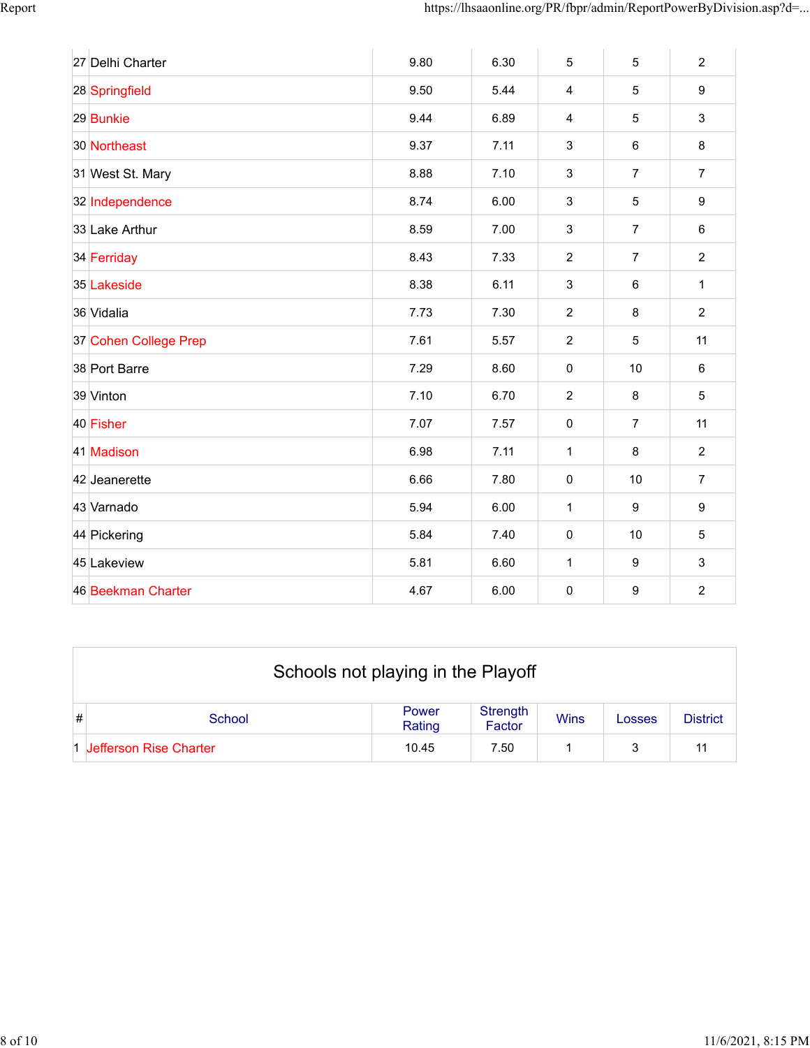| # | School | Power Rating | Strength Factor | Wins | Losses | District |
|---|---|---|---|---|---|---|
| 27 | Delhi Charter | 9.80 | 6.30 | 5 | 5 | 2 |
| 28 | Springfield | 9.50 | 5.44 | 4 | 5 | 9 |
| 29 | Bunkie | 9.44 | 6.89 | 4 | 5 | 3 |
| 30 | Northeast | 9.37 | 7.11 | 3 | 6 | 8 |
| 31 | West St. Mary | 8.88 | 7.10 | 3 | 7 | 7 |
| 32 | Independence | 8.74 | 6.00 | 3 | 5 | 9 |
| 33 | Lake Arthur | 8.59 | 7.00 | 3 | 7 | 6 |
| 34 | Ferriday | 8.43 | 7.33 | 2 | 7 | 2 |
| 35 | Lakeside | 8.38 | 6.11 | 3 | 6 | 1 |
| 36 | Vidalia | 7.73 | 7.30 | 2 | 8 | 2 |
| 37 | Cohen College Prep | 7.61 | 5.57 | 2 | 5 | 11 |
| 38 | Port Barre | 7.29 | 8.60 | 0 | 10 | 6 |
| 39 | Vinton | 7.10 | 6.70 | 2 | 8 | 5 |
| 40 | Fisher | 7.07 | 7.57 | 0 | 7 | 11 |
| 41 | Madison | 6.98 | 7.11 | 1 | 8 | 2 |
| 42 | Jeanerette | 6.66 | 7.80 | 0 | 10 | 7 |
| 43 | Varnado | 5.94 | 6.00 | 1 | 9 | 9 |
| 44 | Pickering | 5.84 | 7.40 | 0 | 10 | 5 |
| 45 | Lakeview | 5.81 | 6.60 | 1 | 9 | 3 |
| 46 | Beekman Charter | 4.67 | 6.00 | 0 | 9 | 2 |

## Schools not playing in the Playoff

| # | School | Power Rating | Strength Factor | Wins | Losses | District |
|---|---|---|---|---|---|---|
| 1 | Jefferson Rise Charter | 10.45 | 7.50 | 1 | 3 | 11 |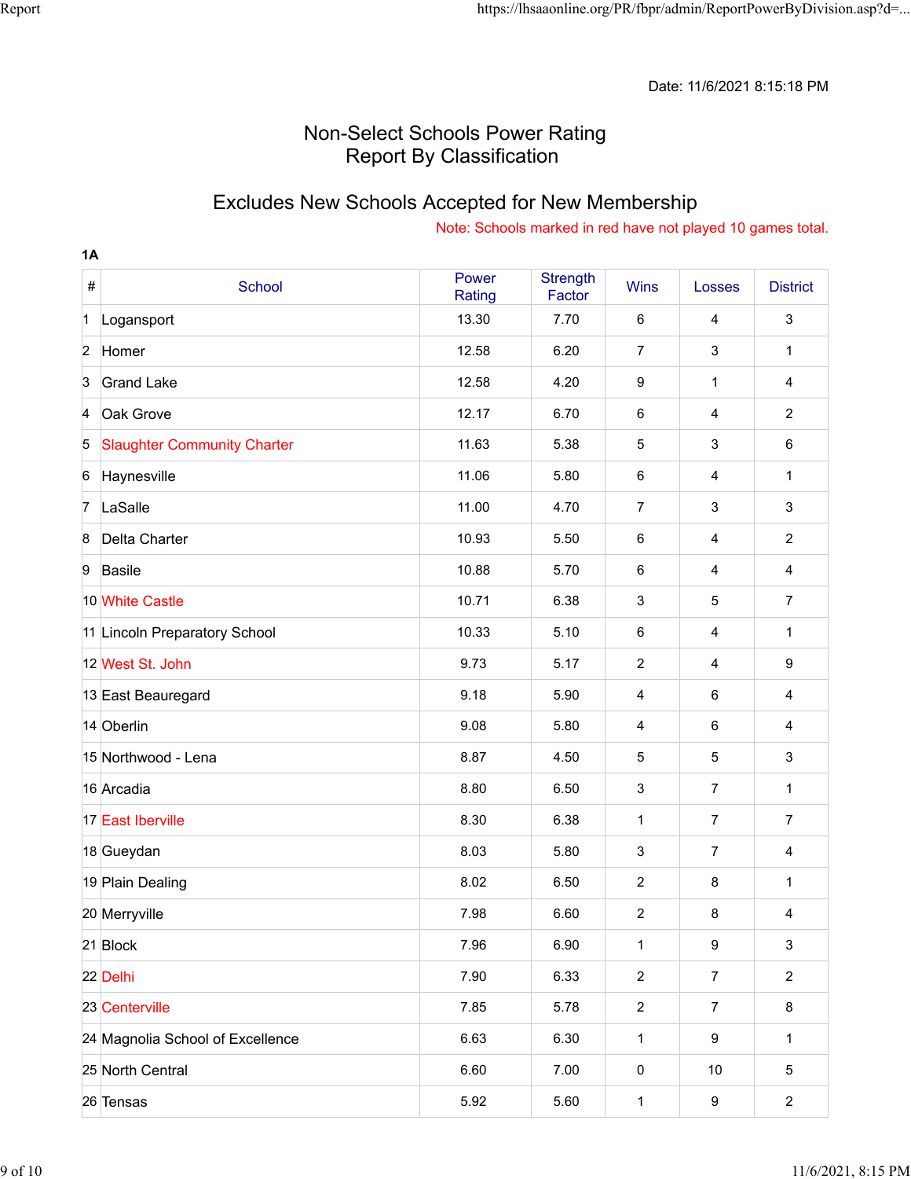Date: 11/6/2021 8:15:18 PM

# Non-Select Schools Power Rating
# Report By Classification

## Excludes New Schools Accepted for New Membership

Note: Schools marked in red have not played 10 games total.

### 1A

| # | School | Power Rating | Strength Factor | Wins | Losses | District |
|---|---|---|---|---|---|---|
| 1 | Logansport | 13.30 | 7.70 | 6 | 4 | 3 |
| 2 | Homer | 12.58 | 6.20 | 7 | 3 | 1 |
| 3 | Grand Lake | 12.58 | 4.20 | 9 | 1 | 4 |
| 4 | Oak Grove | 12.17 | 6.70 | 6 | 4 | 2 |
| 5 | Slaughter Community Charter | 11.63 | 5.38 | 5 | 3 | 6 |
| 6 | Haynesville | 11.06 | 5.80 | 6 | 4 | 1 |
| 7 | LaSalle | 11.00 | 4.70 | 7 | 3 | 3 |
| 8 | Delta Charter | 10.93 | 5.50 | 6 | 4 | 2 |
| 9 | Basile | 10.88 | 5.70 | 6 | 4 | 4 |
| 10 | White Castle | 10.71 | 6.38 | 3 | 5 | 7 |
| 11 | Lincoln Preparatory School | 10.33 | 5.10 | 6 | 4 | 1 |
| 12 | West St. John | 9.73 | 5.17 | 2 | 4 | 9 |
| 13 | East Beauregard | 9.18 | 5.90 | 4 | 6 | 4 |
| 14 | Oberlin | 9.08 | 5.80 | 4 | 6 | 4 |
| 15 | Northwood - Lena | 8.87 | 4.50 | 5 | 5 | 3 |
| 16 | Arcadia | 8.80 | 6.50 | 3 | 7 | 1 |
| 17 | East Iberville | 8.30 | 6.38 | 1 | 7 | 7 |
| 18 | Gueydan | 8.03 | 5.80 | 3 | 7 | 4 |
| 19 | Plain Dealing | 8.02 | 6.50 | 2 | 8 | 1 |
| 20 | Merryville | 7.98 | 6.60 | 2 | 8 | 4 |
| 21 | Block | 7.96 | 6.90 | 1 | 9 | 3 |
| 22 | Delhi | 7.90 | 6.33 | 2 | 7 | 2 |
| 23 | Centerville | 7.85 | 5.78 | 2 | 7 | 8 |
| 24 | Magnolia School of Excellence | 6.63 | 6.30 | 1 | 9 | 1 |
| 25 | North Central | 6.60 | 7.00 | 0 | 10 | 5 |
| 26 | Tensas | 5.92 | 5.60 | 1 | 9 | 2 |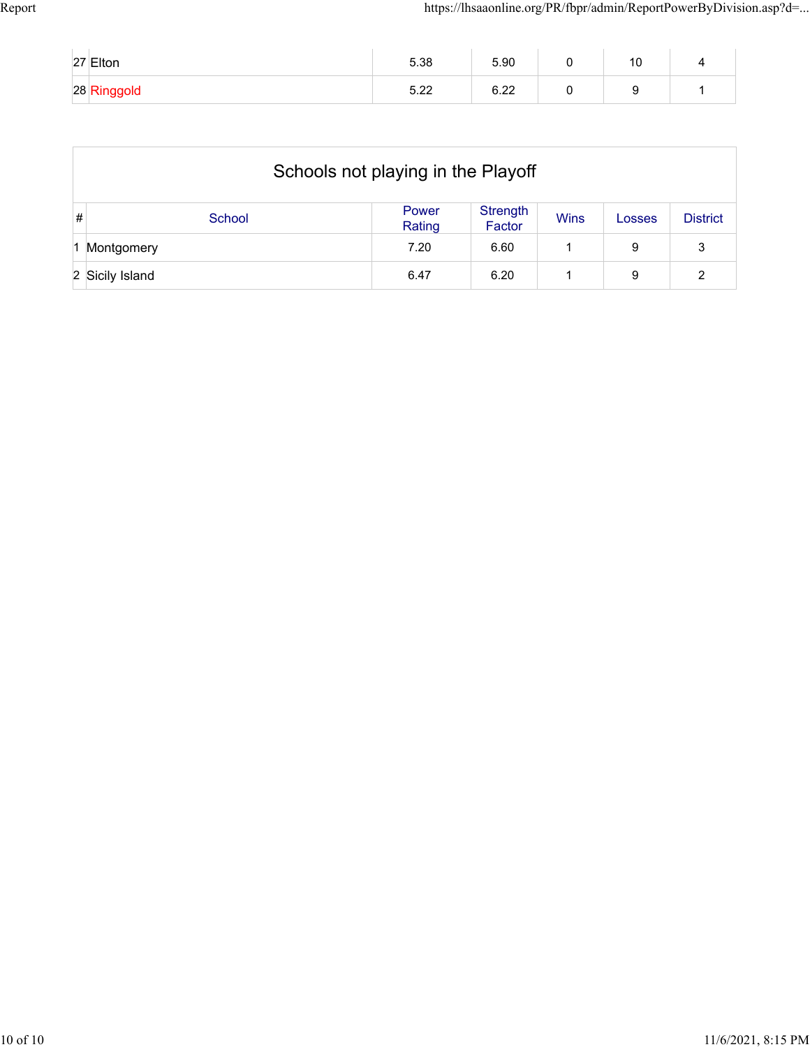| | | | | | | |
|---|---|---|---|---|---|---|
| 27 | Elton | 5.38 | 5.90 | 0 | 10 | 4 |
| 28 | Ringgold | 5.22 | 6.22 | 0 | 9 | 1 |

## Schools not playing in the Playoff

| # | School | Power Rating | Strength Factor | Wins | Losses | District |
|---|---|---|---|---|---|---|
| 1 | Montgomery | 7.20 | 6.60 | 1 | 9 | 3 |
| 2 | Sicily Island | 6.47 | 6.20 | 1 | 9 | 2 |